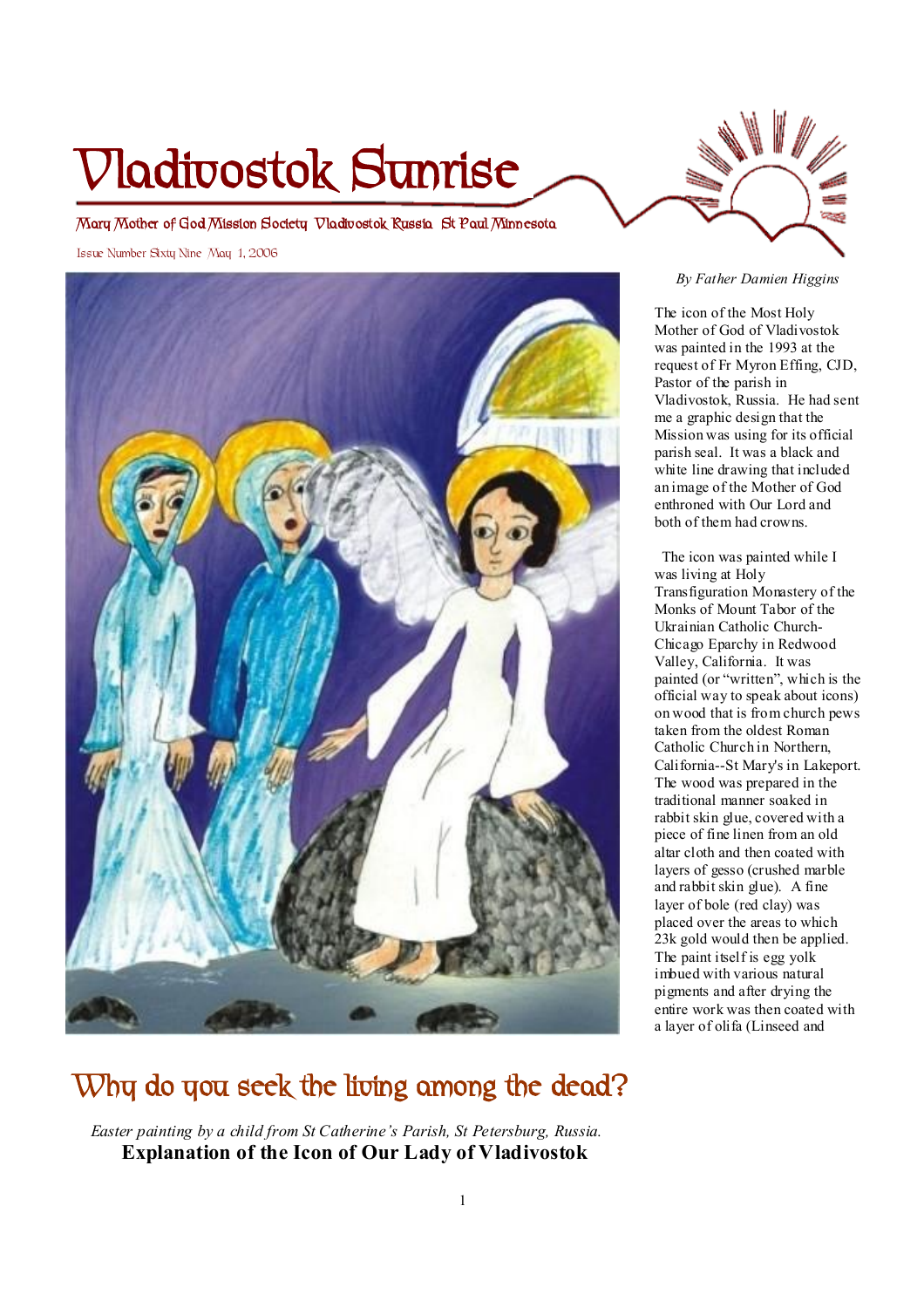# Vladivostok Sunrise

Mary Mother of God Mission Society Vladivostok Russia St Paul Minnesota

Issue Number Sixty Nine May 1, 2006

## Why do you seek the living among the dead?

*Easter painting by a child from St Catherine's Parish, St Petersburg, Russia.*

**Explanation of the Icon of Our Lady of Vladivostok**

*By Father Damien Higgins*

The icon of the Most Holy Mother of God of Vladivostok was painted in the 1993 at the request of Fr Myron Effing, CJD, Pastor of the parish in Vladivostok, Russia. He had sent me a graphic design that the Mission was using for its official parish seal. It was a black and white line drawing that included an image of the Mother of God enthroned with Our Lord and both of them had crowns.

The icon was painted while I was living at Holy Transfiguration Monastery of the Monks of Mount Tabor of the Ukrainian Catholic Church-Chicago Eparchy in Redwood Valley, California. It was painted (or "written", which is the official way to speak about icons) on wood that is from church pews taken from the oldest Roman Catholic Church in Northern, California--St Mary's in Lakeport. The wood was prepared in the traditional manner soaked in rabbit skin glue, covered with a piece of fine linen from an old altar cloth and then coated with layers of gesso (crushed marble and rabbit skin glue). A fine layer of bole (red clay) was placed over the areas to which 23k gold would then be applied. The paint itself is egg yolk imbued with various natural pigments and after drying the entire work was then coated with a layer of olifa (Linseed and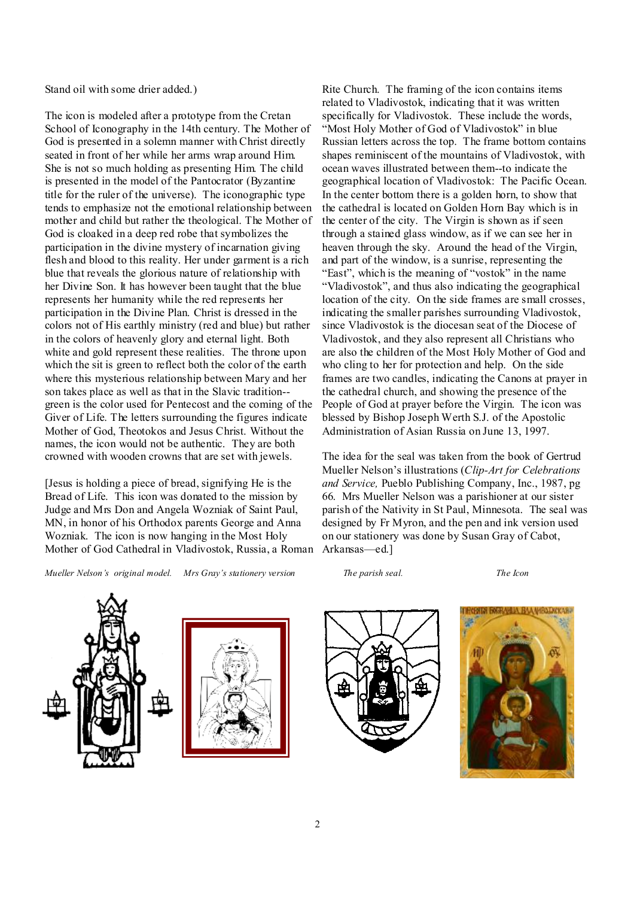Stand oil with some drier added.)

The icon is modeled after a prototype from the Cretan School of Iconography in the 14th century. The Mother of God is presented in a solemn manner with Christ directly seated in front of her while her arms wrap around Him. She is not so much holding as presenting Him. The child is presented in the model of the Pantocrator (Byzantine title for the ruler of the universe). The iconographic type tends to emphasize not the emotional relationship between mother and child but rather the theological. The Mother of God is cloaked in a deep red robe that symbolizes the participation in the divine mystery of incarnation giving flesh and blood to this reality. Her under garment is a rich blue that reveals the glorious nature of relationship with her Divine Son. It has however been taught that the blue represents her humanity while the red represents her participation in the Divine Plan. Christ is dressed in the colors not of His earthly ministry (red and blue) but rather in the colors of heavenly glory and eternal light. Both white and gold represent these realities. The throne upon which the sit is green to reflect both the color of the earth where this mysterious relationship between Mary and her son takes place as well as that in the Slavic tradition--green is the color used for Pentecost and the coming of the Giver of Life. The letters surrounding the figures indicate Mother of God, Theotokos and Jesus Christ. Without the names, the icon would not be authentic. They are both crowned with wooden crowns that are set with jewels.

[Jesus is holding a piece of bread, signifying He is the Bread of Life. This icon was donated to the mission by Judge and Mrs Don and Angela Wozniak of Saint Paul, MN, in honor of his Orthodox parents George and Anna Wozniak. The icon is now hanging in the Most Holy Mother of God Cathedral in Vladivostok, Russia, a Roman Rite Church. The framing of the icon contains items related to Vladivostok, indicating that it was written specifically for Vladivostok. These include the words, "Most Holy Mother of God of Vladivostok" in blue Russian letters across the top. The frame bottom contains shapes reminiscent of the mountains of Vladivostok, with ocean waves illustrated between them--to indicate the geographical location of Vladivostok: The Pacific Ocean. In the center bottom there is a golden horn, to show that the cathedral is located on Golden Horn Bay which is in the center of the city. The Virgin is shown as if seen through a stained glass window, as if we can see her in heaven through the sky. Around the head of the Virgin, and part of the window, is a sunrise, representing the "East", which is the meaning of "vostok" in the name "Vladivostok", and thus also indicating the geographical location of the city. On the side frames are small crosses, indicating the smaller parishes surrounding Vladivostok, since Vladivostok is the diocesan seat of the Diocese of Vladivostok, and they also represent all Christians who are also the children of the Most Holy Mother of God and who cling to her for protection and help. On the side frames are two candles, indicating the Canons at prayer in the cathedral church, and showing the presence of the People of God at prayer before the Virgin. The icon was blessed by Bishop Joseph Werth S.J. of the Apostolic Administration of Asian Russia on June 13, 1997.

The idea for the seal was taken from the book of Gertrud Mueller Nelson's illustrations (*Clip-Art for Celebrations and Service,* Pueblo Publishing Company, Inc., 1987, pg 66. Mrs Mueller Nelson was a parishioner at our sister parish of the Nativity in St Paul, Minnesota. The seal was designed by Fr Myron, and the pen and ink version used on our stationery was done by Susan Gray of Cabot, Arkansas—ed.]

*Mueller Nelson's original model.*

*Mrs Gray's stationery version*

*The parish seal.*

*The Icon*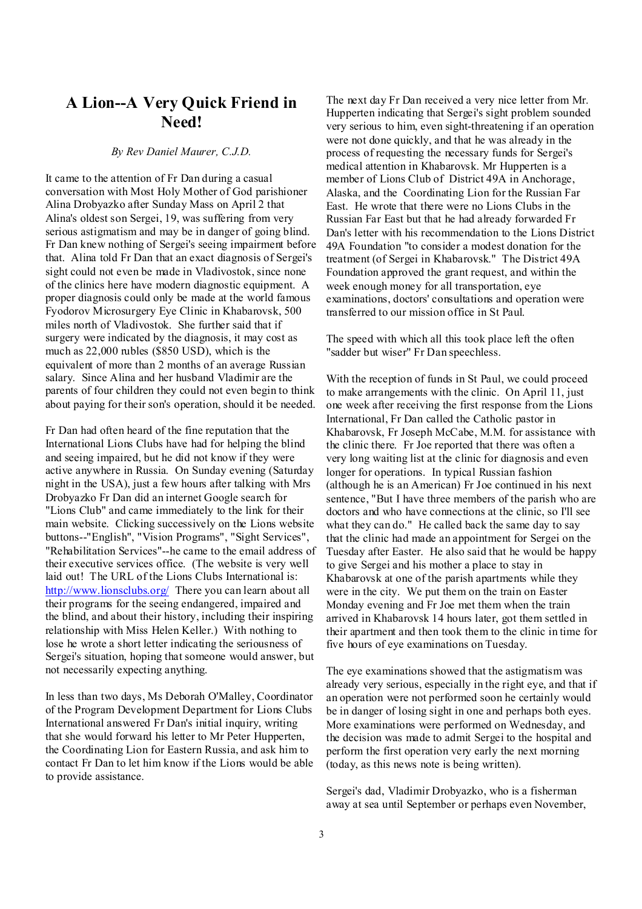# A Lion--A Very Quick Friend in Need!

*By Rev Daniel Maurer, C.J.D.*

It came to the attention of Fr Dan during a casual conversation with Most Holy Mother of God parishioner Alina Drobyazko after Sunday Mass on April 2 that Alina's oldest son Sergei, 19, was suffering from very serious astigmatism and may be in danger of going blind. Fr Dan knew nothing of Sergei's seeing impairment before that. Alina told Fr Dan that an exact diagnosis of Sergei's sight could not even be made in Vladivostok, since none of the clinics here have modern diagnostic equipment. A proper diagnosis could only be made at the world famous Fyodorov Microsurgery Eye Clinic in Khabarovsk, 500 miles north of Vladivostok. She further said that if surgery were indicated by the diagnosis, it may cost as much as 22,000 rubles ($850 USD), which is the equivalent of more than 2 months of an average Russian salary. Since Alina and her husband Vladimir are the parents of four children they could not even begin to think about paying for their son's operation, should it be needed.

Fr Dan had often heard of the fine reputation that the International Lions Clubs have had for helping the blind and seeing impaired, but he did not know if they were active anywhere in Russia. On Sunday evening (Saturday night in the USA), just a few hours after talking with Mrs Drobyazko Fr Dan did an internet Google search for "Lions Club" and came immediately to the link for their main website. Clicking successively on the Lions website buttons--"English", "Vision Programs", "Sight Services", "Rehabilitation Services"--he came to the email address of their executive services office. (The website is very well laid out! The URL of the Lions Clubs International is: http://www.lionsclubs.org/ There you can learn about all their programs for the seeing endangered, impaired and the blind, and about their history, including their inspiring relationship with Miss Helen Keller.) With nothing to lose he wrote a short letter indicating the seriousness of Sergei's situation, hoping that someone would answer, but not necessarily expecting anything.

In less than two days, Ms Deborah O'Malley, Coordinator of the Program Development Department for Lions Clubs International answered Fr Dan's initial inquiry, writing that she would forward his letter to Mr Peter Hupperten, the Coordinating Lion for Eastern Russia, and ask him to contact Fr Dan to let him know if the Lions would be able to provide assistance.

The next day Fr Dan received a very nice letter from Mr. Hupperten indicating that Sergei's sight problem sounded very serious to him, even sight-threatening if an operation were not done quickly, and that he was already in the process of requesting the necessary funds for Sergei's medical attention in Khabarovsk. Mr Hupperten is a member of Lions Club of District 49A in Anchorage, Alaska, and the Coordinating Lion for the Russian Far East. He wrote that there were no Lions Clubs in the Russian Far East but that he had already forwarded Fr Dan's letter with his recommendation to the Lions District 49A Foundation "to consider a modest donation for the treatment (of Sergei in Khabarovsk." The District 49A Foundation approved the grant request, and within the week enough money for all transportation, eye examinations, doctors' consultations and operation were transferred to our mission office in St Paul.

The speed with which all this took place left the often "sadder but wiser" Fr Dan speechless.

With the reception of funds in St Paul, we could proceed to make arrangements with the clinic. On April 11, just one week after receiving the first response from the Lions International, Fr Dan called the Catholic pastor in Khabarovsk, Fr Joseph McCabe, M.M. for assistance with the clinic there. Fr Joe reported that there was often a very long waiting list at the clinic for diagnosis and even longer for operations. In typical Russian fashion (although he is an American) Fr Joe continued in his next sentence, "But I have three members of the parish who are doctors and who have connections at the clinic, so I'll see what they can do." He called back the same day to say that the clinic had made an appointment for Sergei on the Tuesday after Easter. He also said that he would be happy to give Sergei and his mother a place to stay in Khabarovsk at one of the parish apartments while they were in the city. We put them on the train on Easter Monday evening and Fr Joe met them when the train arrived in Khabarovsk 14 hours later, got them settled in their apartment and then took them to the clinic in time for five hours of eye examinations on Tuesday.

The eye examinations showed that the astigmatism was already very serious, especially in the right eye, and that if an operation were not performed soon he certainly would be in danger of losing sight in one and perhaps both eyes. More examinations were performed on Wednesday, and the decision was made to admit Sergei to the hospital and perform the first operation very early the next morning (today, as this news note is being written).

Sergei's dad, Vladimir Drobyazko, who is a fisherman away at sea until September or perhaps even November,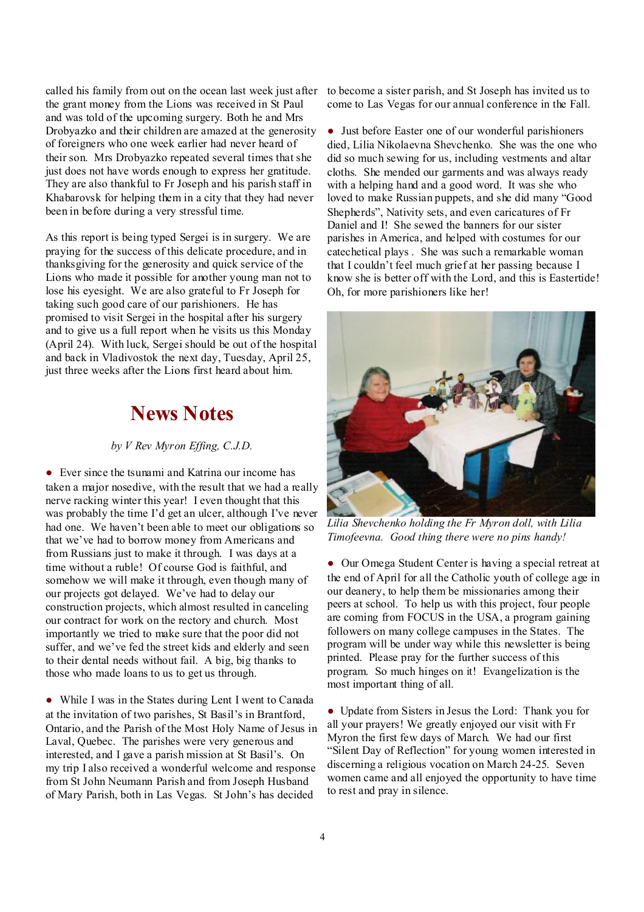called his family from out on the ocean last week just after the grant money from the Lions was received in St Paul and was told of the upcoming surgery. Both he and Mrs Drobyazko and their children are amazed at the generosity of foreigners who one week earlier had never heard of their son. Mrs Drobyazko repeated several times that she just does not have words enough to express her gratitude. They are also thankful to Fr Joseph and his parish staff in Khabarovsk for helping them in a city that they had never been in before during a very stressful time.

As this report is being typed Sergei is in surgery. We are praying for the success of this delicate procedure, and in thanksgiving for the generosity and quick service of the Lions who made it possible for another young man not to lose his eyesight. We are also grateful to Fr Joseph for taking such good care of our parishioners. He has promised to visit Sergei in the hospital after his surgery and to give us a full report when he visits us this Monday (April 24). With luck, Sergei should be out of the hospital and back in Vladivostok the next day, Tuesday, April 25, just three weeks after the Lions first heard about him.

## News Notes

*by V Rev Myron Effing, C.J.D.*

● Ever since the tsunami and Katrina our income has taken a major nosedive, with the result that we had a really nerve racking winter this year! I even thought that this was probably the time I'd get an ulcer, although I've never had one. We haven't been able to meet our obligations so that we've had to borrow money from Americans and from Russians just to make it through. I was days at a time without a ruble! Of course God is faithful, and somehow we will make it through, even though many of our projects got delayed. We've had to delay our construction projects, which almost resulted in canceling our contract for work on the rectory and church. Most importantly we tried to make sure that the poor did not suffer, and we've fed the street kids and elderly and seen to their dental needs without fail. A big, big thanks to those who made loans to us to get us through.

● While I was in the States during Lent I went to Canada at the invitation of two parishes, St Basil's in Brantford, Ontario, and the Parish of the Most Holy Name of Jesus in Laval, Quebec. The parishes were very generous and interested, and I gave a parish mission at St Basil's. On my trip I also received a wonderful welcome and response from St John Neumann Parish and from Joseph Husband of Mary Parish, both in Las Vegas. St John's has decided to become a sister parish, and St Joseph has invited us to come to Las Vegas for our annual conference in the Fall.

● Just before Easter one of our wonderful parishioners died, Lilia Nikolaevna Shevchenko. She was the one who did so much sewing for us, including vestments and altar cloths. She mended our garments and was always ready with a helping hand and a good word. It was she who loved to make Russian puppets, and she did many "Good Shepherds", Nativity sets, and even caricatures of Fr Daniel and I! She sewed the banners for our sister parishes in America, and helped with costumes for our catechetical plays . She was such a remarkable woman that I couldn't feel much grief at her passing because I know she is better off with the Lord, and this is Eastertide! Oh, for more parishioners like her!

*Lilia Shevchenko holding the Fr Myron doll, with Lilia Timofeevna. Good thing there were no pins handy!*

● Our Omega Student Center is having a special retreat at the end of April for all the Catholic youth of college age in our deanery, to help them be missionaries among their peers at school. To help us with this project, four people are coming from FOCUS in the USA, a program gaining followers on many college campuses in the States. The program will be under way while this newsletter is being printed. Please pray for the further success of this program. So much hinges on it! Evangelization is the most important thing of all.

● Update from Sisters in Jesus the Lord: Thank you for all your prayers! We greatly enjoyed our visit with Fr Myron the first few days of March. We had our first "Silent Day of Reflection" for young women interested in discerning a religious vocation on March 24-25. Seven women came and all enjoyed the opportunity to have time to rest and pray in silence.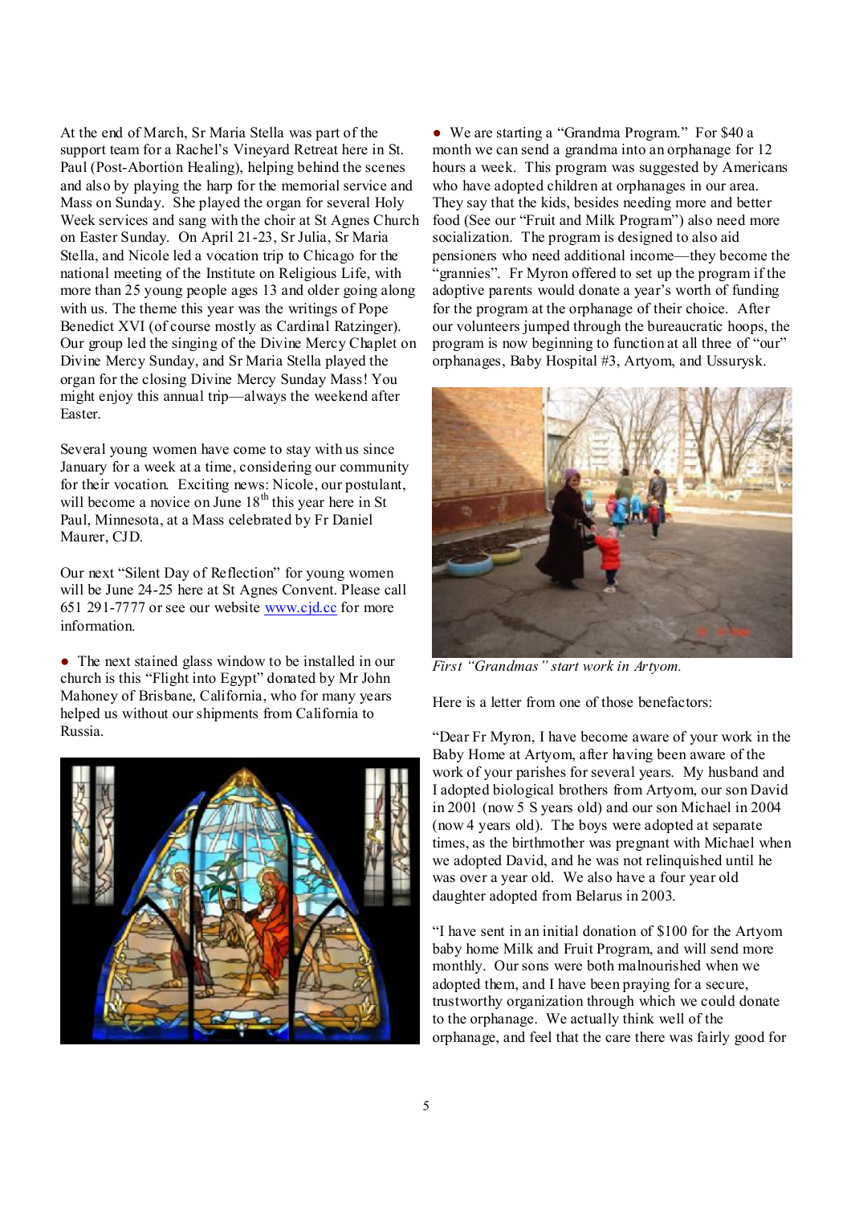At the end of March, Sr Maria Stella was part of the support team for a Rachel's Vineyard Retreat here in St. Paul (Post-Abortion Healing), helping behind the scenes and also by playing the harp for the memorial service and Mass on Sunday. She played the organ for several Holy Week services and sang with the choir at St Agnes Church on Easter Sunday. On April 21-23, Sr Julia, Sr Maria Stella, and Nicole led a vocation trip to Chicago for the national meeting of the Institute on Religious Life, with more than 25 young people ages 13 and older going along with us. The theme this year was the writings of Pope Benedict XVI (of course mostly as Cardinal Ratzinger). Our group led the singing of the Divine Mercy Chaplet on Divine Mercy Sunday, and Sr Maria Stella played the organ for the closing Divine Mercy Sunday Mass! You might enjoy this annual trip—always the weekend after Easter.

Several young women have come to stay with us since January for a week at a time, considering our community for their vocation. Exciting news: Nicole, our postulant, will become a novice on June 18th this year here in St Paul, Minnesota, at a Mass celebrated by Fr Daniel Maurer, CJD.

Our next "Silent Day of Reflection" for young women will be June 24-25 here at St Agnes Convent. Please call 651 291-7777 or see our website www.cjd.cc for more information.

● The next stained glass window to be installed in our church is this "Flight into Egypt" donated by Mr John Mahoney of Brisbane, California, who for many years helped us without our shipments from California to Russia.

● We are starting a "Grandma Program." For $40 a month we can send a grandma into an orphanage for 12 hours a week. This program was suggested by Americans who have adopted children at orphanages in our area. They say that the kids, besides needing more and better food (See our "Fruit and Milk Program") also need more socialization. The program is designed to also aid pensioners who need additional income—they become the "grannies". Fr Myron offered to set up the program if the adoptive parents would donate a year's worth of funding for the program at the orphanage of their choice. After our volunteers jumped through the bureaucratic hoops, the program is now beginning to function at all three of "our" orphanages, Baby Hospital #3, Artyom, and Ussurysk.

*First "Grandmas" start work in Artyom.*

Here is a letter from one of those benefactors:

"Dear Fr Myron, I have become aware of your work in the Baby Home at Artyom, after having been aware of the work of your parishes for several years. My husband and I adopted biological brothers from Artyom, our son David in 2001 (now 5 S years old) and our son Michael in 2004 (now 4 years old). The boys were adopted at separate times, as the birthmother was pregnant with Michael when we adopted David, and he was not relinquished until he was over a year old. We also have a four year old daughter adopted from Belarus in 2003.

"I have sent in an initial donation of $100 for the Artyom baby home Milk and Fruit Program, and will send more monthly. Our sons were both malnourished when we adopted them, and I have been praying for a secure, trustworthy organization through which we could donate to the orphanage. We actually think well of the orphanage, and feel that the care there was fairly good for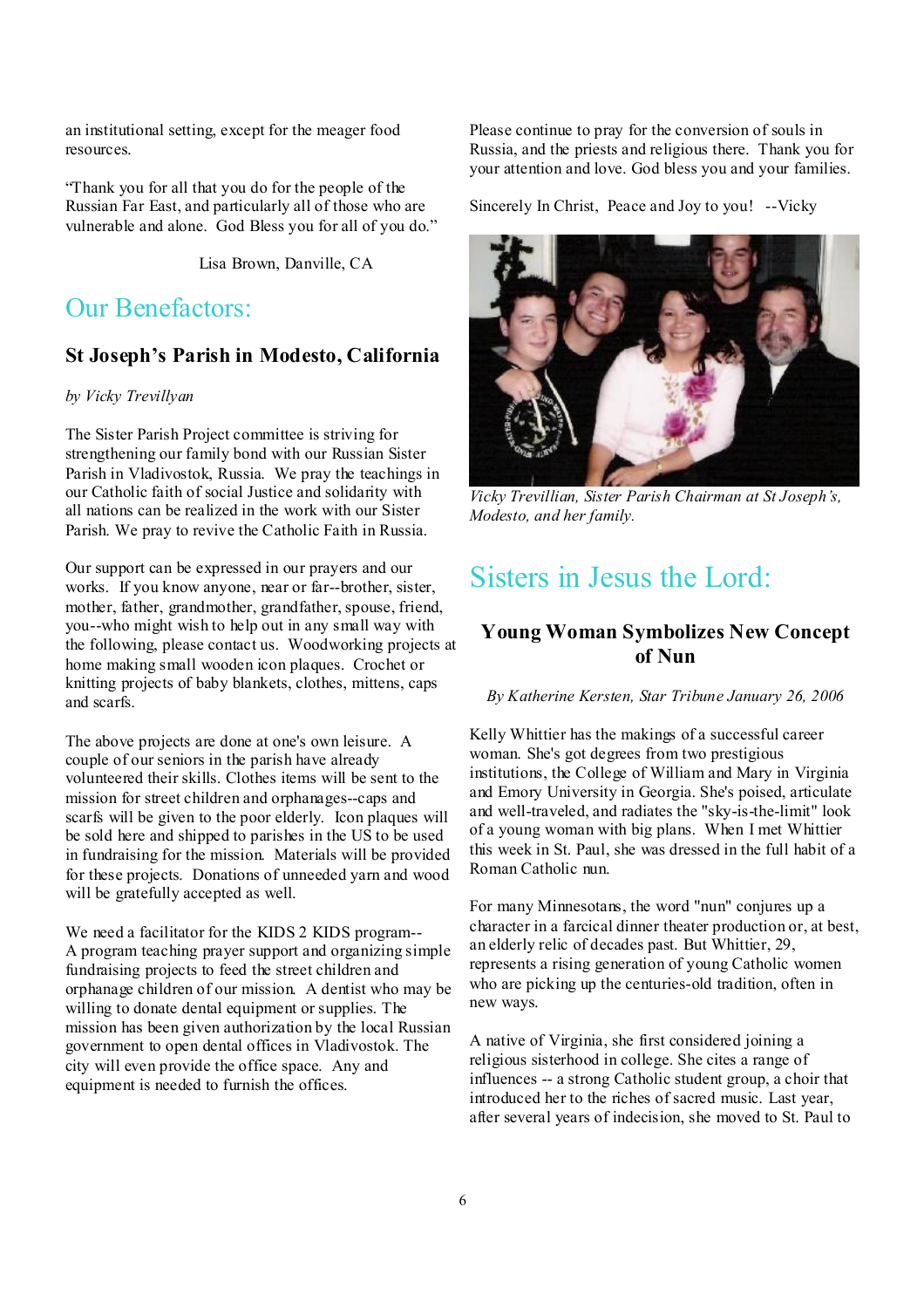an institutional setting, except for the meager food resources.

"Thank you for all that you do for the people of the Russian Far East, and particularly all of those who are vulnerable and alone. God Bless you for all of you do."

Lisa Brown, Danville, CA

# Our Benefactors:

## St Joseph's Parish in Modesto, California

*by Vicky Trevillyan*

The Sister Parish Project committee is striving for strengthening our family bond with our Russian Sister Parish in Vladivostok, Russia. We pray the teachings in our Catholic faith of social Justice and solidarity with all nations can be realized in the work with our Sister Parish. We pray to revive the Catholic Faith in Russia.

Our support can be expressed in our prayers and our works. If you know anyone, near or far--brother, sister, mother, father, grandmother, grandfather, spouse, friend, you--who might wish to help out in any small way with the following, please contact us. Woodworking projects at home making small wooden icon plaques. Crochet or knitting projects of baby blankets, clothes, mittens, caps and scarfs.

The above projects are done at one's own leisure. A couple of our seniors in the parish have already volunteered their skills. Clothes items will be sent to the mission for street children and orphanages--caps and scarfs will be given to the poor elderly. Icon plaques will be sold here and shipped to parishes in the US to be used in fundraising for the mission. Materials will be provided for these projects. Donations of unneeded yarn and wood will be gratefully accepted as well.

We need a facilitator for the KIDS 2 KIDS program--A program teaching prayer support and organizing simple fundraising projects to feed the street children and orphanage children of our mission. A dentist who may be willing to donate dental equipment or supplies. The mission has been given authorization by the local Russian government to open dental offices in Vladivostok. The city will even provide the office space. Any and equipment is needed to furnish the offices.

Please continue to pray for the conversion of souls in Russia, and the priests and religious there. Thank you for your attention and love. God bless you and your families.

Sincerely In Christ, Peace and Joy to you! --Vicky

*Vicky Trevillian, Sister Parish Chairman at St Joseph's, Modesto, and her family.*

# Sisters in Jesus the Lord:

## Young Woman Symbolizes New Concept of Nun

*By Katherine Kersten, Star Tribune January 26, 2006*

Kelly Whittier has the makings of a successful career woman. She's got degrees from two prestigious institutions, the College of William and Mary in Virginia and Emory University in Georgia. She's poised, articulate and well-traveled, and radiates the "sky-is-the-limit" look of a young woman with big plans. When I met Whittier this week in St. Paul, she was dressed in the full habit of a Roman Catholic nun.

For many Minnesotans, the word "nun" conjures up a character in a farcical dinner theater production or, at best, an elderly relic of decades past. But Whittier, 29, represents a rising generation of young Catholic women who are picking up the centuries-old tradition, often in new ways.

A native of Virginia, she first considered joining a religious sisterhood in college. She cites a range of influences -- a strong Catholic student group, a choir that introduced her to the riches of sacred music. Last year, after several years of indecision, she moved to St. Paul to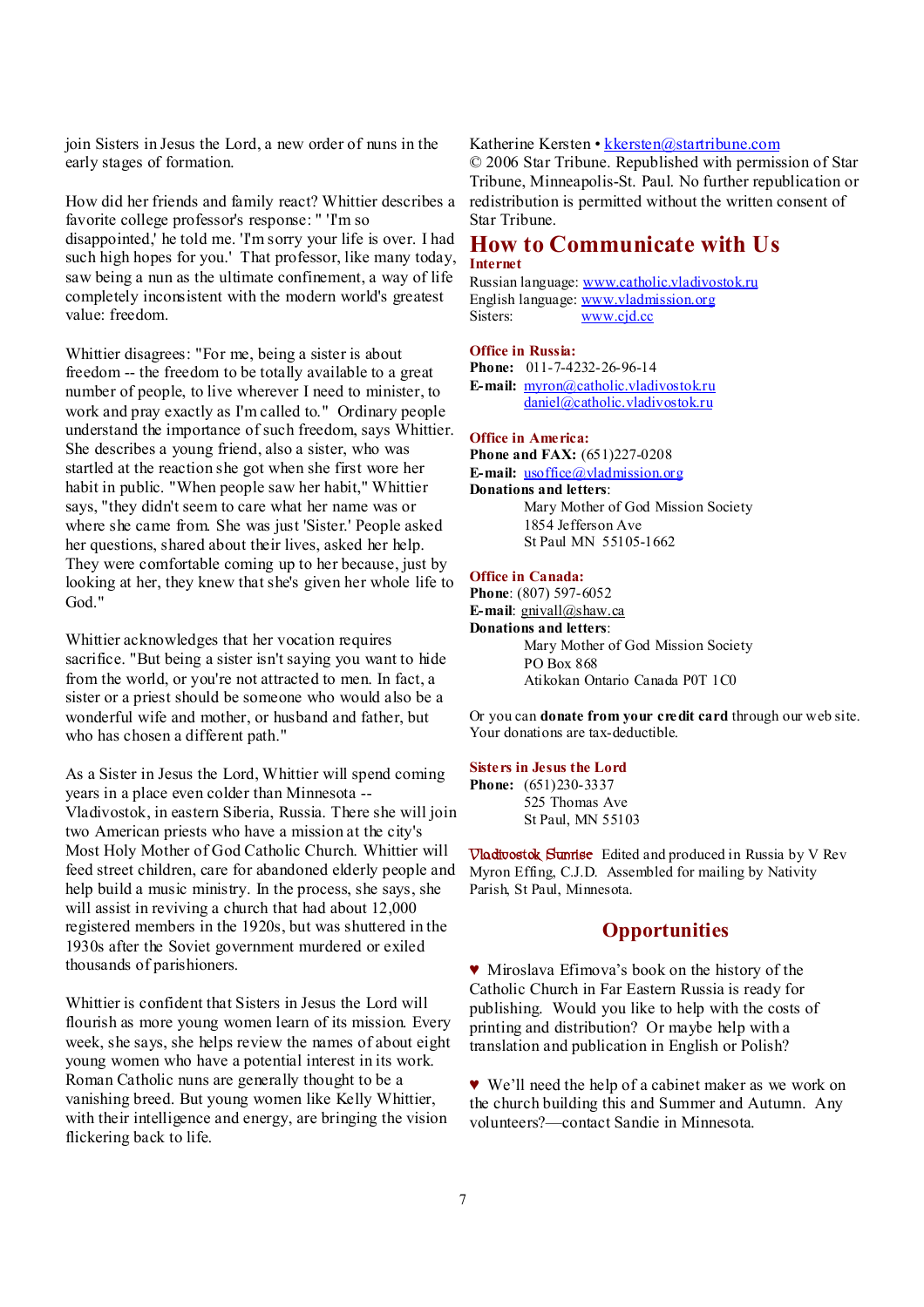join Sisters in Jesus the Lord, a new order of nuns in the early stages of formation.

How did her friends and family react? Whittier describes a favorite college professor's response: " 'I'm so disappointed,' he told me. 'I'm sorry your life is over. I had such high hopes for you.' That professor, like many today, saw being a nun as the ultimate confinement, a way of life completely inconsistent with the modern world's greatest value: freedom.

Whittier disagrees: "For me, being a sister is about freedom -- the freedom to be totally available to a great number of people, to live wherever I need to minister, to work and pray exactly as I'm called to." Ordinary people understand the importance of such freedom, says Whittier. She describes a young friend, also a sister, who was startled at the reaction she got when she first wore her habit in public. "When people saw her habit," Whittier says, "they didn't seem to care what her name was or where she came from. She was just 'Sister.' People asked her questions, shared about their lives, asked her help. They were comfortable coming up to her because, just by looking at her, they knew that she's given her whole life to God."

Whittier acknowledges that her vocation requires sacrifice. "But being a sister isn't saying you want to hide from the world, or you're not attracted to men. In fact, a sister or a priest should be someone who would also be a wonderful wife and mother, or husband and father, but who has chosen a different path."

As a Sister in Jesus the Lord, Whittier will spend coming years in a place even colder than Minnesota -- Vladivostok, in eastern Siberia, Russia. There she will join two American priests who have a mission at the city's Most Holy Mother of God Catholic Church. Whittier will feed street children, care for abandoned elderly people and help build a music ministry. In the process, she says, she will assist in reviving a church that had about 12,000 registered members in the 1920s, but was shuttered in the 1930s after the Soviet government murdered or exiled thousands of parishioners.

Whittier is confident that Sisters in Jesus the Lord will flourish as more young women learn of its mission. Every week, she says, she helps review the names of about eight young women who have a potential interest in its work. Roman Catholic nuns are generally thought to be a vanishing breed. But young women like Kelly Whittier, with their intelligence and energy, are bringing the vision flickering back to life.

Katherine Kersten • kkersten@startribune.com
© 2006 Star Tribune. Republished with permission of Star Tribune, Minneapolis-St. Paul. No further republication or redistribution is permitted without the written consent of Star Tribune.

## How to Communicate with Us

**Internet**

Russian language: www.catholic.vladivostok.ru
English language: www.vladmission.org
Sisters: www.cjd.cc

**Office in Russia:**

**Phone:** 011-7-4232-26-96-14
**E-mail:** myron@catholic.vladivostok.ru
daniel@catholic.vladivostok.ru

**Office in America:**

**Phone and FAX:** (651)227-0208
**E-mail:** usoffice@vladmission.org
**Donations and letters**:
Mary Mother of God Mission Society
1854 Jefferson Ave
St Paul MN 55105-1662

**Office in Canada:**

**Phone**: (807) 597-6052
**E-mail**: gnivall@shaw.ca
**Donations and letters**:
Mary Mother of God Mission Society
PO Box 868
Atikokan Ontario Canada P0T 1C0

Or you can **donate from your credit card** through our web site. Your donations are tax-deductible.

**Sisters in Jesus the Lord**

**Phone:** (651)230-3337
525 Thomas Ave
St Paul, MN 55103

*Vladivostok Sunrise* Edited and produced in Russia by V Rev Myron Effing, C.J.D. Assembled for mailing by Nativity Parish, St Paul, Minnesota.

## Opportunities

♥ Miroslava Efimova's book on the history of the Catholic Church in Far Eastern Russia is ready for publishing. Would you like to help with the costs of printing and distribution? Or maybe help with a translation and publication in English or Polish?

♥ We'll need the help of a cabinet maker as we work on the church building this and Summer and Autumn. Any volunteers?—contact Sandie in Minnesota.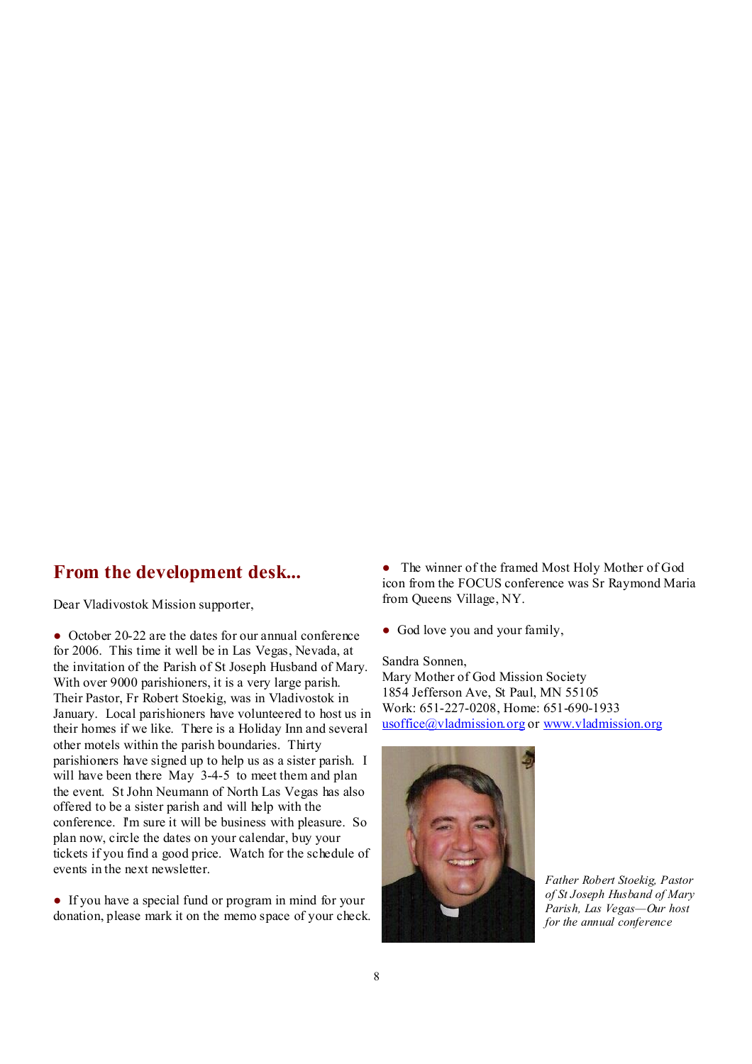## From the development desk...

Dear Vladivostok Mission supporter,

- October 20-22 are the dates for our annual conference for 2006. This time it well be in Las Vegas, Nevada, at the invitation of the Parish of St Joseph Husband of Mary. With over 9000 parishioners, it is a very large parish. Their Pastor, Fr Robert Stoekig, was in Vladivostok in January. Local parishioners have volunteered to host us in their homes if we like. There is a Holiday Inn and several other motels within the parish boundaries. Thirty parishioners have signed up to help us as a sister parish. I will have been there May 3-4-5 to meet them and plan the event. St John Neumann of North Las Vegas has also offered to be a sister parish and will help with the conference. I'm sure it will be business with pleasure. So plan now, circle the dates on your calendar, buy your tickets if you find a good price. Watch for the schedule of events in the next newsletter.

- If you have a special fund or program in mind for your donation, please mark it on the memo space of your check.

- The winner of the framed Most Holy Mother of God icon from the FOCUS conference was Sr Raymond Maria from Queens Village, NY.

- God love you and your family,

Sandra Sonnen,
Mary Mother of God Mission Society
1854 Jefferson Ave, St Paul, MN 55105
Work: 651-227-0208, Home: 651-690-1933
usoffice@vladmission.org or www.vladmission.org

*Father Robert Stoekig, Pastor of St Joseph Husband of Mary Parish, Las Vegas—Our host for the annual conference*